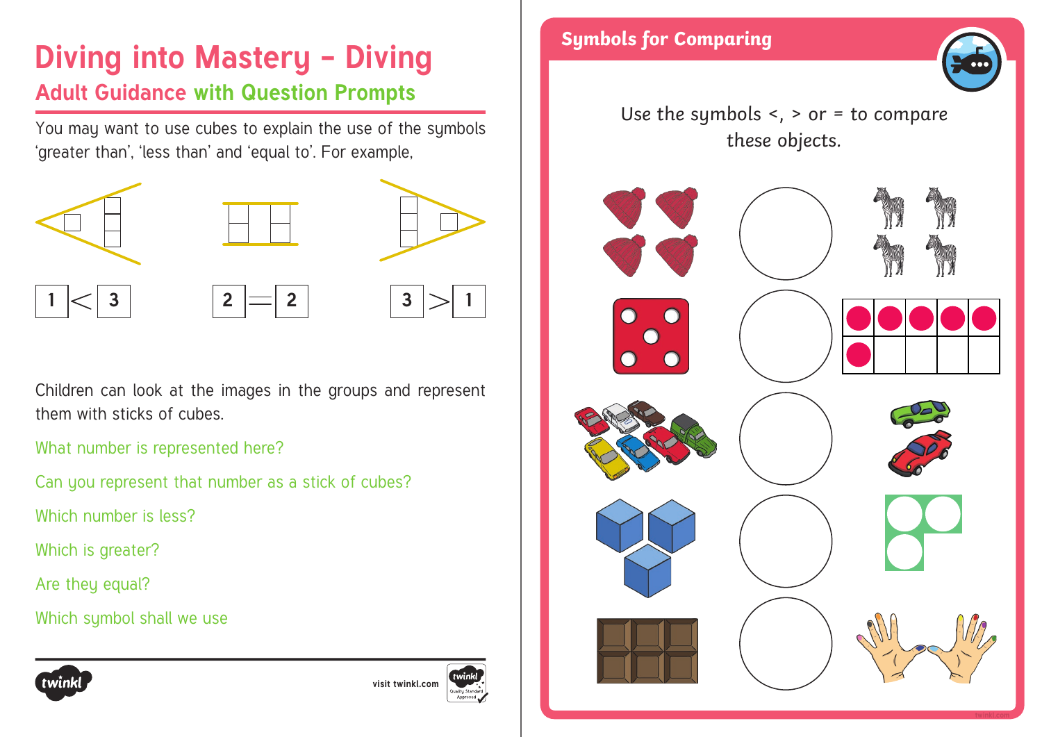# Diving into Mastery – Diving

## Adult Guidance with Question Prompts

You may want to use cubes to explain the use of the symbols 'greater than', 'less than' and 'equal to'. For example,

1 < 3 2 = 2 3 > 1

Children can look at the images in the groups and represent them with sticks of cubes.

What number is represented here?

Can you represent that number as a stick of cubes?

Which number is less?

Which is greater?

Are they equal?

Which symbol shall we use

visit twinkl.com

## Symbols for Comparing

Use the symbols <, > or = to compare these objects.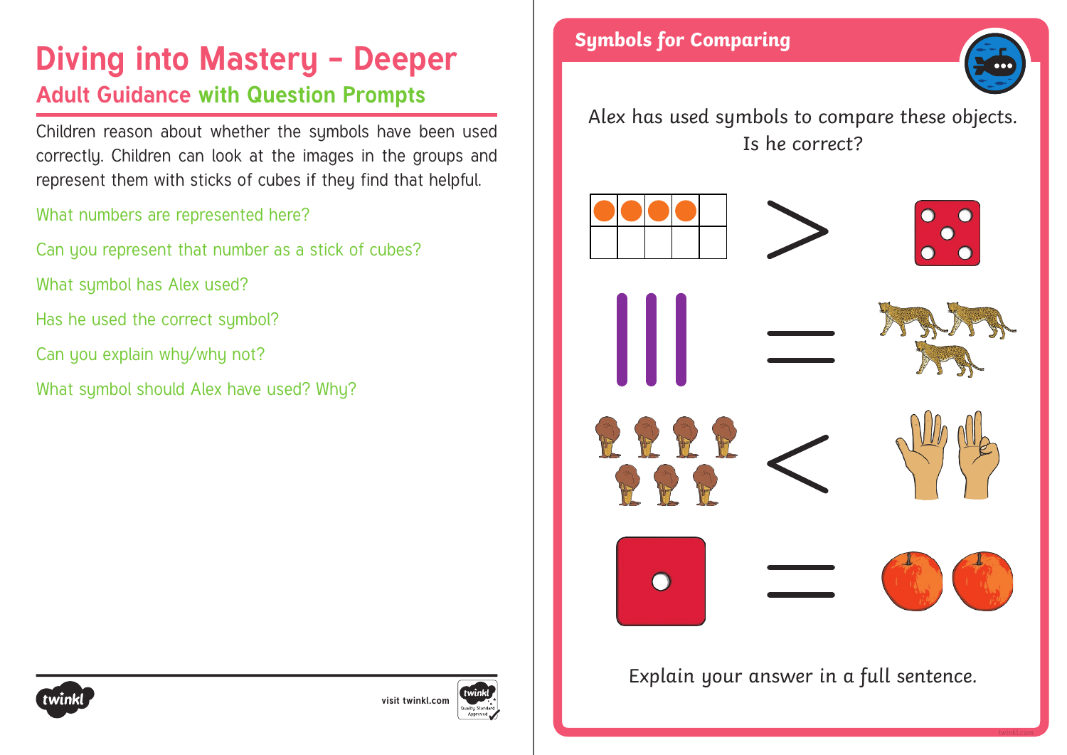# Diving into Mastery – Deeper

## Adult Guidance with Question Prompts

Children reason about whether the symbols have been used correctly. Children can look at the images in the groups and represent them with sticks of cubes if they find that helpful.

What numbers are represented here?

Can you represent that number as a stick of cubes?

What symbol has Alex used?

Has he used the correct symbol?

Can you explain why/why not?

What symbol should Alex have used? Why?

## Symbols for Comparing

Alex has used symbols to compare these objects. Is he correct?

>

=

<

=

Explain your answer in a full sentence.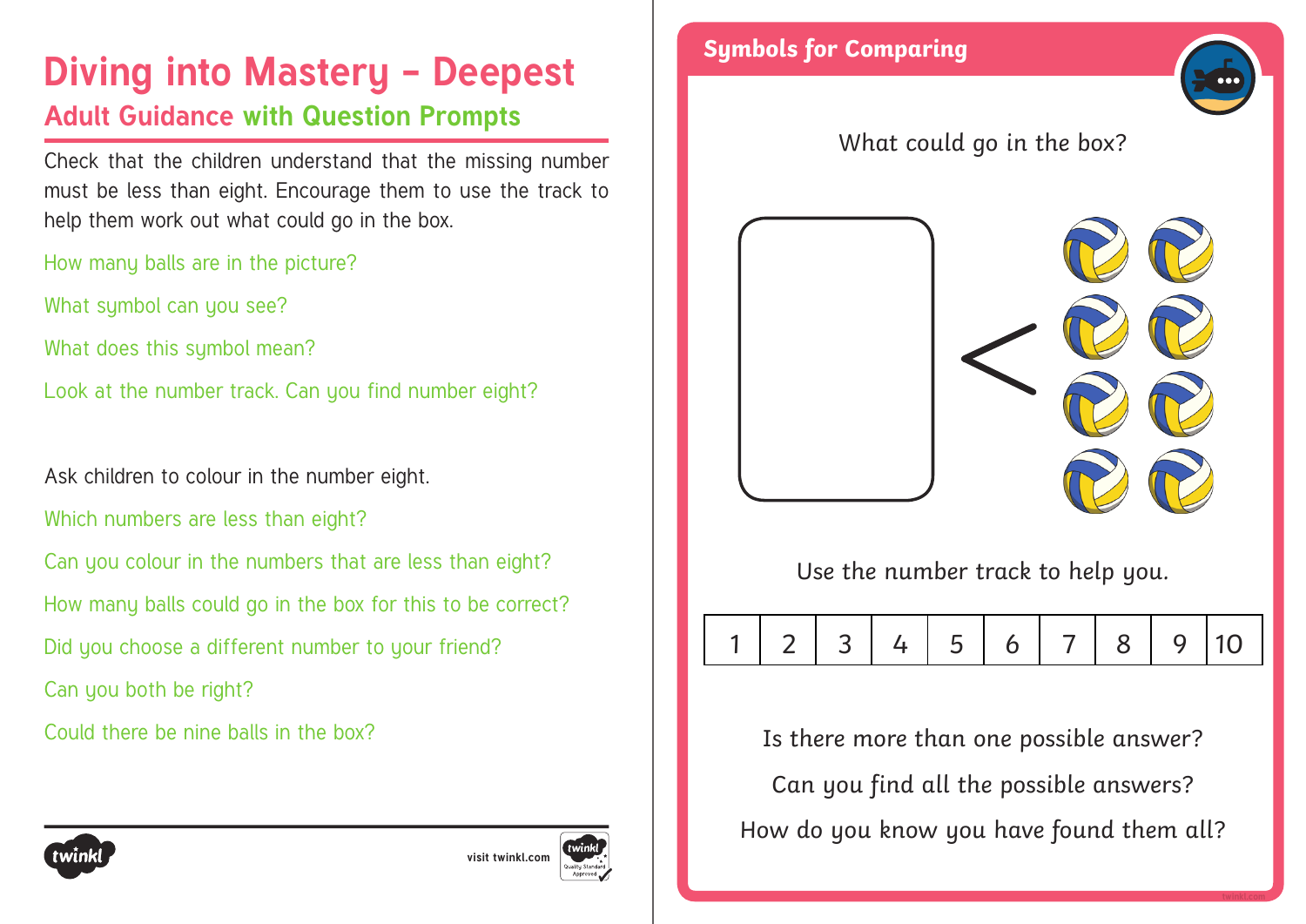# Diving into Mastery – Deepest

## Adult Guidance with Question Prompts

Check that the children understand that the missing number must be less than eight. Encourage them to use the track to help them work out what could go in the box.

How many balls are in the picture?

What symbol can you see?

What does this symbol mean?

Look at the number track. Can you find number eight?

Ask children to colour in the number eight.

Which numbers are less than eight?

Can you colour in the numbers that are less than eight?

How many balls could go in the box for this to be correct?

Did you choose a different number to your friend?

Can you both be right?

Could there be nine balls in the box?

## Symbols for Comparing

What could go in the box?

$\square < 8$

Use the number track to help you.

| | | | | | | | | | |
|---|---|---|---|---|---|---|---|---|---|
| 1 | 2 | 3 | 4 | 5 | 6 | 7 | 8 | 9 | 10 |

Is there more than one possible answer?

Can you find all the possible answers?

How do you know you have found them all?